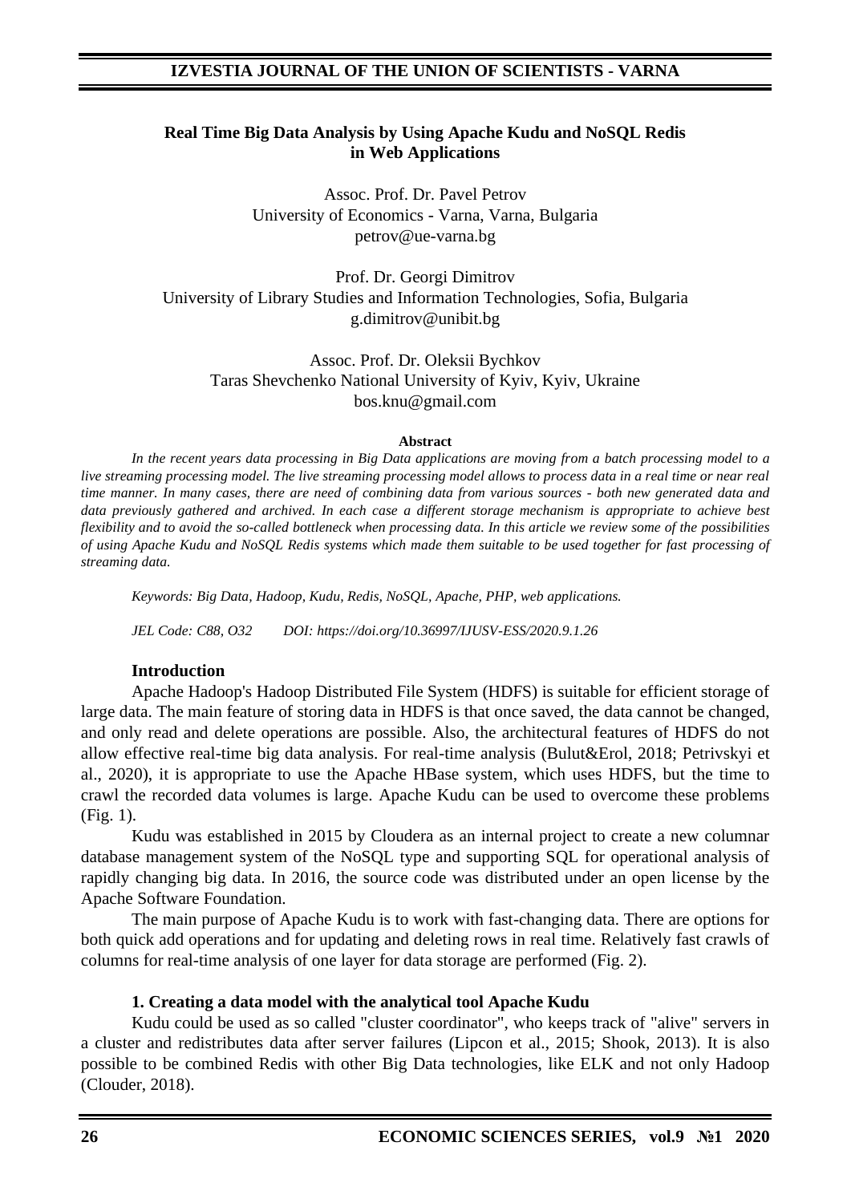# Real Time Big Data Analysis by Using Apache Kudu and NoSQL Redis in Web Applications

Assoc. Prof. Dr. Pavel Petrov
University of Economics - Varna, Varna, Bulgaria
petrov@ue-varna.bg

Prof. Dr. Georgi Dimitrov
University of Library Studies and Information Technologies, Sofia, Bulgaria
g.dimitrov@unibit.bg

Assoc. Prof. Dr. Oleksii Bychkov
Taras Shevchenko National University of Kyiv, Kyiv, Ukraine
bos.knu@gmail.com

**Abstract**

*In the recent years data processing in Big Data applications are moving from a batch processing model to a live streaming processing model. The live streaming processing model allows to process data in a real time or near real time manner. In many cases, there are need of combining data from various sources - both new generated data and data previously gathered and archived. In each case a different storage mechanism is appropriate to achieve best flexibility and to avoid the so-called bottleneck when processing data. In this article we review some of the possibilities of using Apache Kudu and NoSQL Redis systems which made them suitable to be used together for fast processing of streaming data.*

*Keywords: Big Data, Hadoop, Kudu, Redis, NoSQL, Apache, PHP, web applications.*

*JEL Code: C88, O32 DOI: https://doi.org/10.36997/IJUSV-ESS/2020.9.1.26*

## Introduction

Apache Hadoop's Hadoop Distributed File System (HDFS) is suitable for efficient storage of large data. The main feature of storing data in HDFS is that once saved, the data cannot be changed, and only read and delete operations are possible. Also, the architectural features of HDFS do not allow effective real-time big data analysis. For real-time analysis (Bulut&Erol, 2018; Petrivskyi et al., 2020), it is appropriate to use the Apache HBase system, which uses HDFS, but the time to crawl the recorded data volumes is large. Apache Kudu can be used to overcome these problems (Fig. 1).

Kudu was established in 2015 by Cloudera as an internal project to create a new columnar database management system of the NoSQL type and supporting SQL for operational analysis of rapidly changing big data. In 2016, the source code was distributed under an open license by the Apache Software Foundation.

The main purpose of Apache Kudu is to work with fast-changing data. There are options for both quick add operations and for updating and deleting rows in real time. Relatively fast crawls of columns for real-time analysis of one layer for data storage are performed (Fig. 2).

## 1. Creating a data model with the analytical tool Apache Kudu

Kudu could be used as so called "cluster coordinator", who keeps track of "alive" servers in a cluster and redistributes data after server failures (Lipcon et al., 2015; Shook, 2013). It is also possible to be combined Redis with other Big Data technologies, like ELK and not only Hadoop (Clouder, 2018).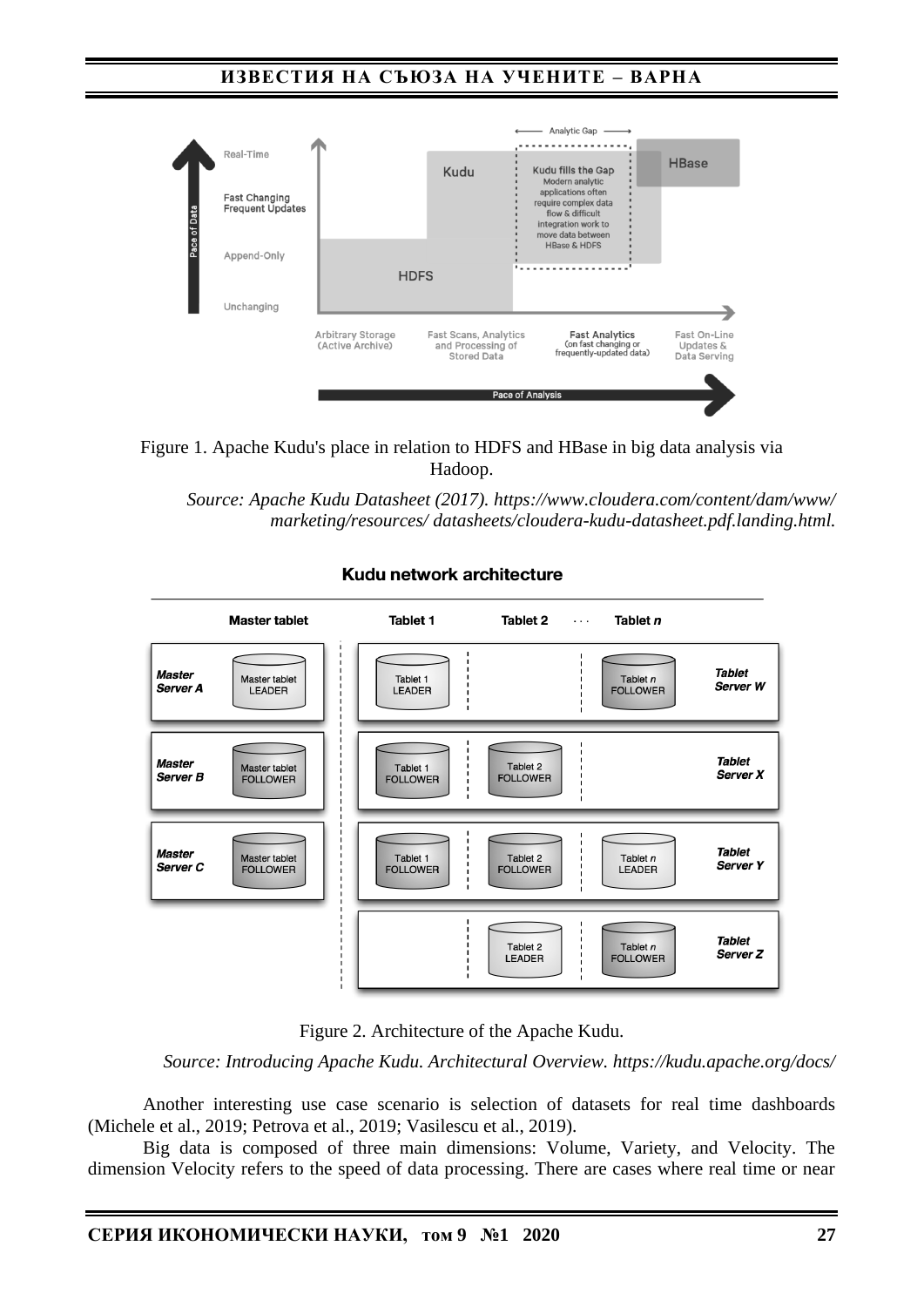Figure 1. Apache Kudu's place in relation to HDFS and HBase in big data analysis via Hadoop.

*Source: Apache Kudu Datasheet (2017). https://www.cloudera.com/content/dam/www/ marketing/resources/ datasheets/cloudera-kudu-datasheet.pdf.landing.html.*

Figure 2. Architecture of the Apache Kudu.

*Source: Introducing Apache Kudu. Architectural Overview. https://kudu.apache.org/docs/*

Another interesting use case scenario is selection of datasets for real time dashboards (Michele et al., 2019; Petrova et al., 2019; Vasilescu et al., 2019).

Big data is composed of three main dimensions: Volume, Variety, and Velocity. The dimension Velocity refers to the speed of data processing. There are cases where real time or near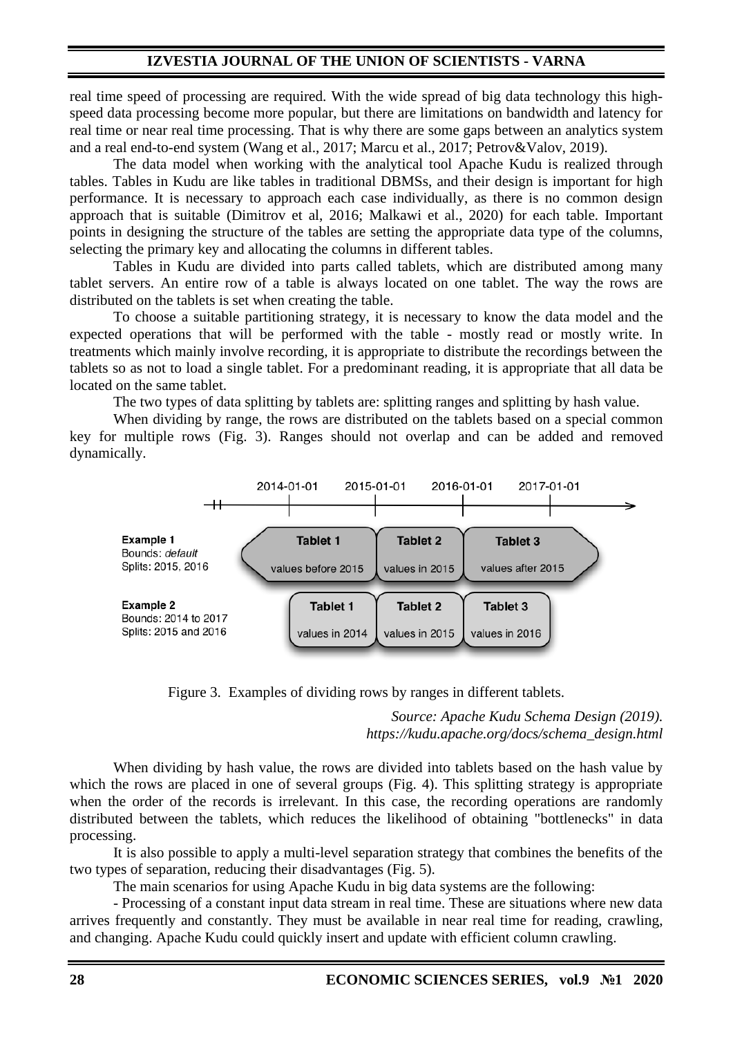real time speed of processing are required. With the wide spread of big data technology this high-speed data processing become more popular, but there are limitations on bandwidth and latency for real time or near real time processing. That is why there are some gaps between an analytics system and a real end-to-end system (Wang et al., 2017; Marcu et al., 2017; Petrov&Valov, 2019).

The data model when working with the analytical tool Apache Kudu is realized through tables. Tables in Kudu are like tables in traditional DBMSs, and their design is important for high performance. It is necessary to approach each case individually, as there is no common design approach that is suitable (Dimitrov et al, 2016; Malkawi et al., 2020) for each table. Important points in designing the structure of the tables are setting the appropriate data type of the columns, selecting the primary key and allocating the columns in different tables.

Tables in Kudu are divided into parts called tablets, which are distributed among many tablet servers. An entire row of a table is always located on one tablet. The way the rows are distributed on the tablets is set when creating the table.

To choose a suitable partitioning strategy, it is necessary to know the data model and the expected operations that will be performed with the table - mostly read or mostly write. In treatments which mainly involve recording, it is appropriate to distribute the recordings between the tablets so as not to load a single tablet. For a predominant reading, it is appropriate that all data be located on the same tablet.

The two types of data splitting by tablets are: splitting ranges and splitting by hash value.

When dividing by range, the rows are distributed on the tablets based on a special common key for multiple rows (Fig. 3). Ranges should not overlap and can be added and removed dynamically.

Figure 3. Examples of dividing rows by ranges in different tablets.

*Source: Apache Kudu Schema Design (2019). https://kudu.apache.org/docs/schema_design.html*

When dividing by hash value, the rows are divided into tablets based on the hash value by which the rows are placed in one of several groups (Fig. 4). This splitting strategy is appropriate when the order of the records is irrelevant. In this case, the recording operations are randomly distributed between the tablets, which reduces the likelihood of obtaining "bottlenecks" in data processing.

It is also possible to apply a multi-level separation strategy that combines the benefits of the two types of separation, reducing their disadvantages (Fig. 5).

The main scenarios for using Apache Kudu in big data systems are the following:

- Processing of a constant input data stream in real time. These are situations where new data arrives frequently and constantly. They must be available in near real time for reading, crawling, and changing. Apache Kudu could quickly insert and update with efficient column crawling.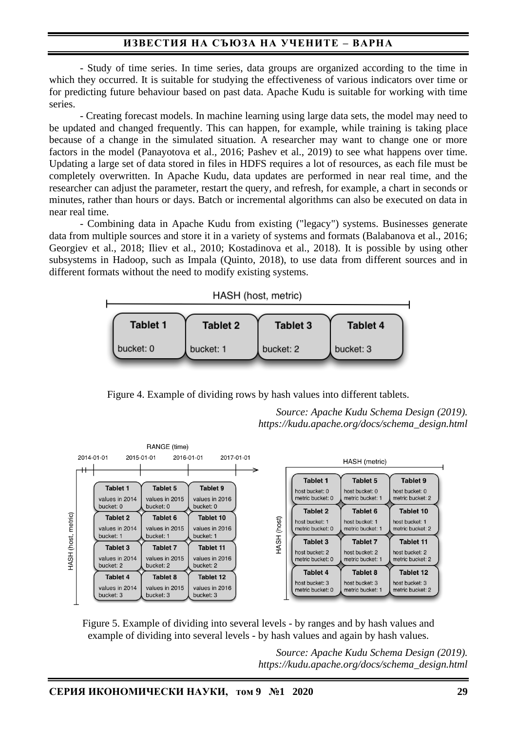- Study of time series. In time series, data groups are organized according to the time in which they occurred. It is suitable for studying the effectiveness of various indicators over time or for predicting future behaviour based on past data. Apache Kudu is suitable for working with time series.

- Creating forecast models. In machine learning using large data sets, the model may need to be updated and changed frequently. This can happen, for example, while training is taking place because of a change in the simulated situation. A researcher may want to change one or more factors in the model (Panayotova et al., 2016; Pashev et al., 2019) to see what happens over time. Updating a large set of data stored in files in HDFS requires a lot of resources, as each file must be completely overwritten. In Apache Kudu, data updates are performed in near real time, and the researcher can adjust the parameter, restart the query, and refresh, for example, a chart in seconds or minutes, rather than hours or days. Batch or incremental algorithms can also be executed on data in near real time.

- Combining data in Apache Kudu from existing ("legacy") systems. Businesses generate data from multiple sources and store it in a variety of systems and formats (Balabanova et al., 2016; Georgiev et al., 2018; Iliev et al., 2010; Kostadinova et al., 2018). It is possible by using other subsystems in Hadoop, such as Impala (Quinto, 2018), to use data from different sources and in different formats without the need to modify existing systems.

Figure 4. Example of dividing rows by hash values into different tablets.

*Source: Apache Kudu Schema Design (2019). https://kudu.apache.org/docs/schema_design.html*

Figure 5. Example of dividing into several levels - by ranges and by hash values and example of dividing into several levels - by hash values and again by hash values.

*Source: Apache Kudu Schema Design (2019). https://kudu.apache.org/docs/schema_design.html*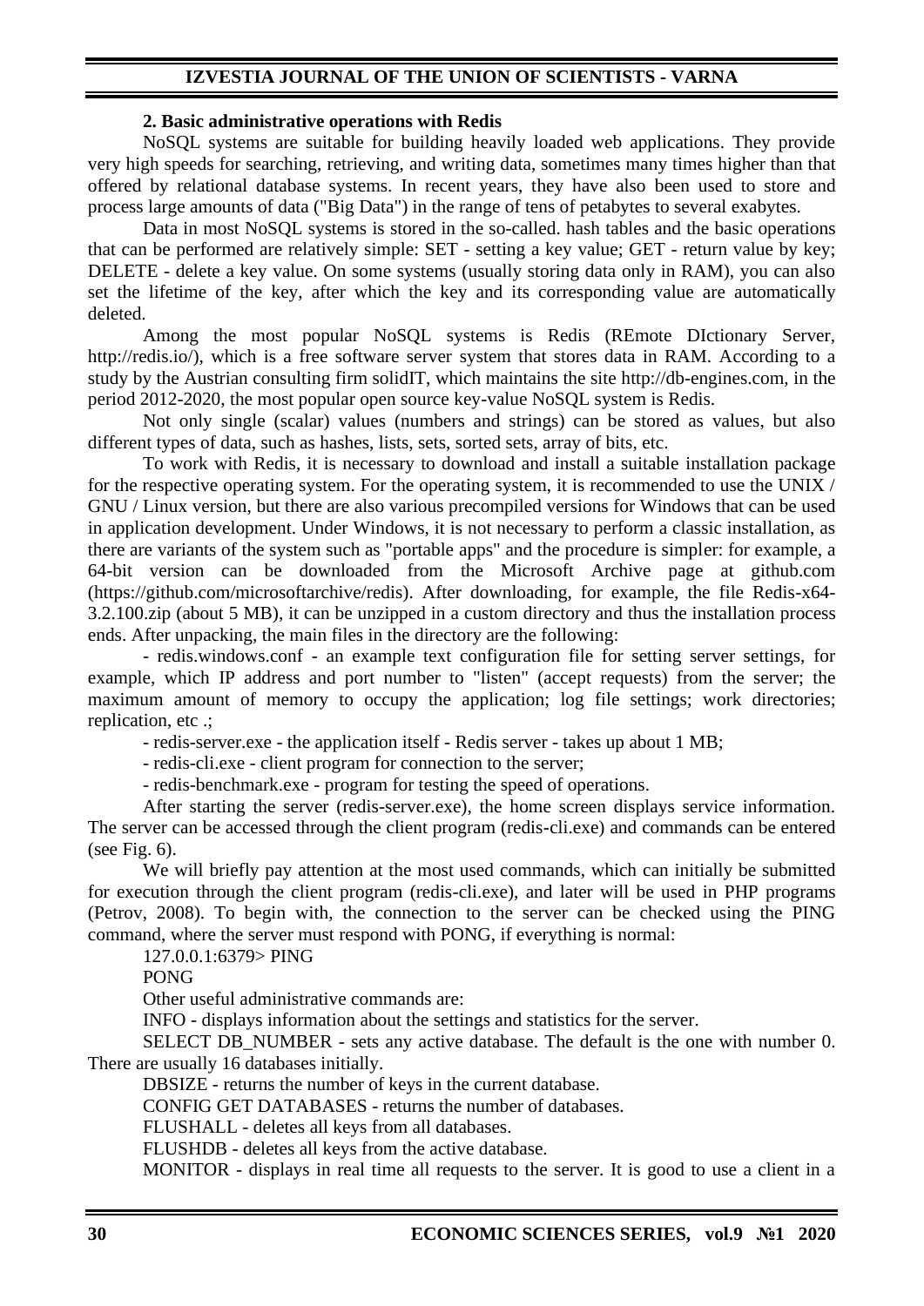### 2. Basic administrative operations with Redis

NoSQL systems are suitable for building heavily loaded web applications. They provide very high speeds for searching, retrieving, and writing data, sometimes many times higher than that offered by relational database systems. In recent years, they have also been used to store and process large amounts of data ("Big Data") in the range of tens of petabytes to several exabytes.

Data in most NoSQL systems is stored in the so-called. hash tables and the basic operations that can be performed are relatively simple: SET - setting a key value; GET - return value by key; DELETE - delete a key value. On some systems (usually storing data only in RAM), you can also set the lifetime of the key, after which the key and its corresponding value are automatically deleted.

Among the most popular NoSQL systems is Redis (REmote DIctionary Server, http://redis.io/), which is a free software server system that stores data in RAM. According to a study by the Austrian consulting firm solidIT, which maintains the site http://db-engines.com, in the period 2012-2020, the most popular open source key-value NoSQL system is Redis.

Not only single (scalar) values (numbers and strings) can be stored as values, but also different types of data, such as hashes, lists, sets, sorted sets, array of bits, etc.

To work with Redis, it is necessary to download and install a suitable installation package for the respective operating system. For the operating system, it is recommended to use the UNIX / GNU / Linux version, but there are also various precompiled versions for Windows that can be used in application development. Under Windows, it is not necessary to perform a classic installation, as there are variants of the system such as "portable apps" and the procedure is simpler: for example, a 64-bit version can be downloaded from the Microsoft Archive page at github.com (https://github.com/microsoftarchive/redis). After downloading, for example, the file Redis-x64-3.2.100.zip (about 5 MB), it can be unzipped in a custom directory and thus the installation process ends. After unpacking, the main files in the directory are the following:

- redis.windows.conf - an example text configuration file for setting server settings, for example, which IP address and port number to "listen" (accept requests) from the server; the maximum amount of memory to occupy the application; log file settings; work directories; replication, etc .;
- redis-server.exe - the application itself - Redis server - takes up about 1 MB;
- redis-cli.exe - client program for connection to the server;
- redis-benchmark.exe - program for testing the speed of operations.

After starting the server (redis-server.exe), the home screen displays service information. The server can be accessed through the client program (redis-cli.exe) and commands can be entered (see Fig. 6).

We will briefly pay attention at the most used commands, which can initially be submitted for execution through the client program (redis-cli.exe), and later will be used in PHP programs (Petrov, 2008). To begin with, the connection to the server can be checked using the PING command, where the server must respond with PONG, if everything is normal:

```
127.0.0.1:6379> PING
PONG
```

Other useful administrative commands are:

INFO - displays information about the settings and statistics for the server.

SELECT DB_NUMBER - sets any active database. The default is the one with number 0. There are usually 16 databases initially.

DBSIZE - returns the number of keys in the current database.

CONFIG GET DATABASES - returns the number of databases.

FLUSHALL - deletes all keys from all databases.

FLUSHDB - deletes all keys from the active database.

MONITOR - displays in real time all requests to the server. It is good to use a client in a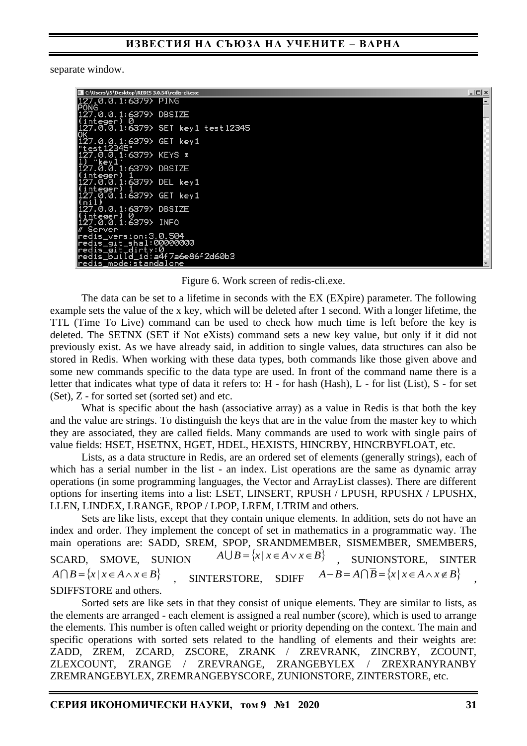separate window.

```
127.0.0.1:6379> PING
PONG
127.0.0.1:6379> DBSIZE
(integer) 0
127.0.0.1:6379> SET key1 test12345
OK
127.0.0.1:6379> GET key1
"test12345"
127.0.0.1:6379> KEYS *
1) "key1"
127.0.0.1:6379> DBSIZE
(integer) 1
127.0.0.1:6379> DEL key1
(integer) 1
127.0.0.1:6379> GET key1
(nil)
127.0.0.1:6379> DBSIZE
(integer) 0
127.0.0.1:6379> INFO
# Server
redis_version:3.0.504
redis_git_sha1:00000000
redis_git_dirty:0
redis_build_id:a4f7a6e86f2d60b3
redis_mode:standalone
```

Figure 6. Work screen of redis-cli.exe.

The data can be set to a lifetime in seconds with the EX (EXpire) parameter. The following example sets the value of the x key, which will be deleted after 1 second. With a longer lifetime, the TTL (Time To Live) command can be used to check how much time is left before the key is deleted. The SETNX (SET if Not eXists) command sets a new key value, but only if it did not previously exist. As we have already said, in addition to single values, data structures can also be stored in Redis. When working with these data types, both commands like those given above and some new commands specific to the data type are used. In front of the command name there is a letter that indicates what type of data it refers to: H - for hash (Hash), L - for list (List), S - for set (Set), Z - for sorted set (sorted set) and etc.

What is specific about the hash (associative array) as a value in Redis is that both the key and the value are strings. To distinguish the keys that are in the value from the master key to which they are associated, they are called fields. Many commands are used to work with single pairs of value fields: HSET, HSETNX, HGET, HDEL, HEXISTS, HINCRBY, HINCRBYFLOAT, etc.

Lists, as a data structure in Redis, are an ordered set of elements (generally strings), each of which has a serial number in the list - an index. List operations are the same as dynamic array operations (in some programming languages, the Vector and ArrayList classes). There are different options for inserting items into a list: LSET, LINSERT, RPUSH / LPUSH, RPUSHX / LPUSHX, LLEN, LINDEX, LRANGE, RPOP / LPOP, LREM, LTRIM and others.

Sets are like lists, except that they contain unique elements. In addition, sets do not have an index and order. They implement the concept of set in mathematics in a programmatic way. The main operations are: SADD, SREM, SPOP, SRANDMEMBER, SISMEMBER, SMEMBERS, SCARD, SMOVE, SUNION $A \bigcup B = \{x \mid x \in A \vee x \in B\}$, SUNIONSTORE, SINTER $A \bigcap B = \{x \mid x \in A \wedge x \in B\}$, SINTERSTORE, SDIFF $A - B = A \bigcap \overline{B} = \{x \mid x \in A \wedge x \notin B\}$, SDIFFSTORE and others.

Sorted sets are like sets in that they consist of unique elements. They are similar to lists, as the elements are arranged - each element is assigned a real number (score), which is used to arrange the elements. This number is often called weight or priority depending on the context. The main and specific operations with sorted sets related to the handling of elements and their weights are: ZADD, ZREM, ZCARD, ZSCORE, ZRANK / ZREVRANK, ZINCRBY, ZCOUNT, ZLEXCOUNT, ZRANGE / ZREVRANGE, ZRANGEBYLEX / ZREXRANYRANBY ZREMRANGEBYLEX, ZREMRANGEBYSCORE, ZUNIONSTORE, ZINTERSTORE, etc.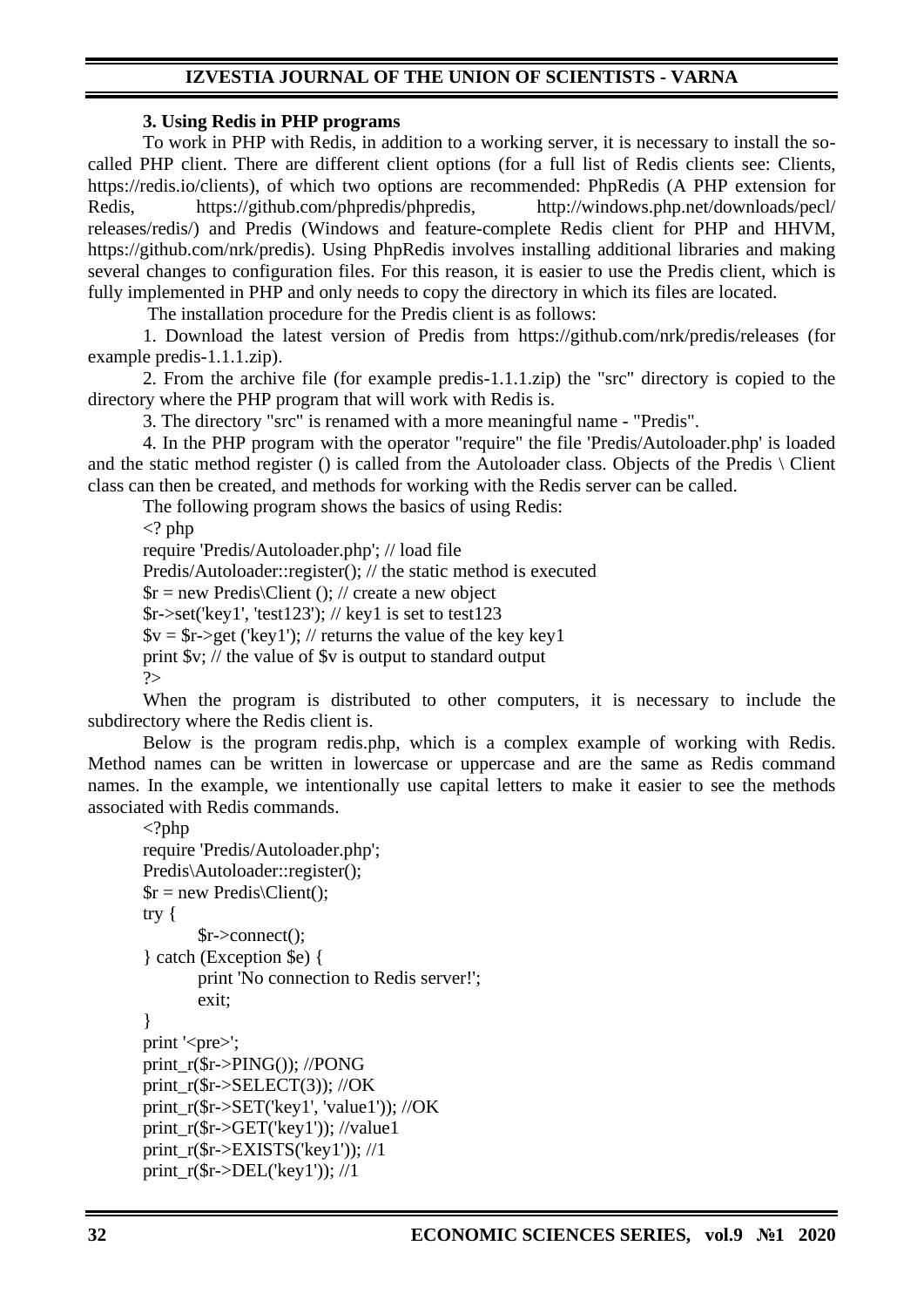### 3. Using Redis in PHP programs

To work in PHP with Redis, in addition to a working server, it is necessary to install the so-called PHP client. There are different client options (for a full list of Redis clients see: Clients, https://redis.io/clients), of which two options are recommended: PhpRedis (A PHP extension for Redis, https://github.com/phpredis/phpredis, http://windows.php.net/downloads/pecl/releases/redis/) and Predis (Windows and feature-complete Redis client for PHP and HHVM, https://github.com/nrk/predis). Using PhpRedis involves installing additional libraries and making several changes to configuration files. For this reason, it is easier to use the Predis client, which is fully implemented in PHP and only needs to copy the directory in which its files are located.

The installation procedure for the Predis client is as follows:

1. Download the latest version of Predis from https://github.com/nrk/predis/releases (for example predis-1.1.1.zip).
2. From the archive file (for example predis-1.1.1.zip) the "src" directory is copied to the directory where the PHP program that will work with Redis is.
3. The directory "src" is renamed with a more meaningful name - "Predis".
4. In the PHP program with the operator "require" the file 'Predis/Autoloader.php' is loaded and the static method register () is called from the Autoloader class. Objects of the Predis \ Client class can then be created, and methods for working with the Redis server can be called.

The following program shows the basics of using Redis:

```
<? php
require 'Predis/Autoloader.php'; // load file
Predis/Autoloader::register(); // the static method is executed
$r = new Predis\Client (); // create a new object
$r->set('key1', 'test123'); // key1 is set to test123
$v = $r->get ('key1'); // returns the value of the key key1
print $v; // the value of $v is output to standard output
?>
```

When the program is distributed to other computers, it is necessary to include the subdirectory where the Redis client is.

Below is the program redis.php, which is a complex example of working with Redis. Method names can be written in lowercase or uppercase and are the same as Redis command names. In the example, we intentionally use capital letters to make it easier to see the methods associated with Redis commands.

```
<?php
require 'Predis/Autoloader.php';
Predis\Autoloader::register();
$r = new Predis\Client();
try {
    $r->connect();
} catch (Exception $e) {
    print 'No connection to Redis server!';
    exit;
}
print '<pre>';
print_r($r->PING()); //PONG
print_r($r->SELECT(3)); //OK
print_r($r->SET('key1', 'value1')); //OK
print_r($r->GET('key1')); //value1
print_r($r->EXISTS('key1')); //1
print_r($r->DEL('key1')); //1
```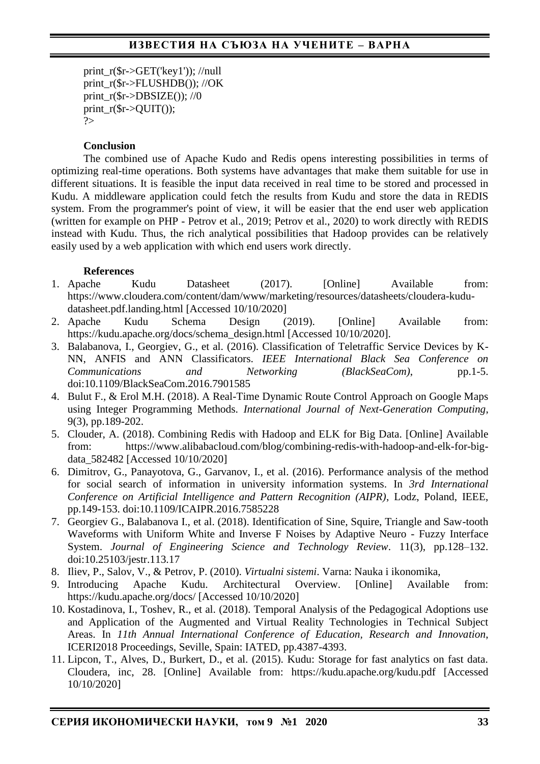```
print_r($r->GET('key1')); //null
print_r($r->FLUSHDB()); //OK
print_r($r->DBSIZE()); //0
print_r($r->QUIT());
?>
```

**Conclusion**

The combined use of Apache Kudo and Redis opens interesting possibilities in terms of optimizing real-time operations. Both systems have advantages that make them suitable for use in different situations. It is feasible the input data received in real time to be stored and processed in Kudu. A middleware application could fetch the results from Kudu and store the data in REDIS system. From the programmer's point of view, it will be easier that the end user web application (written for example on PHP - Petrov et al., 2019; Petrov et al., 2020) to work directly with REDIS instead with Kudu. Thus, the rich analytical possibilities that Hadoop provides can be relatively easily used by a web application with which end users work directly.

**References**

1. Apache Kudu Datasheet (2017). [Online] Available from: https://www.cloudera.com/content/dam/www/marketing/resources/datasheets/cloudera-kudu-datasheet.pdf.landing.html [Accessed 10/10/2020]
2. Apache Kudu Schema Design (2019). [Online] Available from: https://kudu.apache.org/docs/schema_design.html [Accessed 10/10/2020].
3. Balabanova, I., Georgiev, G., et al. (2016). Classification of Teletraffic Service Devices by K-NN, ANFIS and ANN Classificators. *IEEE International Black Sea Conference on Communications and Networking (BlackSeaCom)*, pp.1-5. doi:10.1109/BlackSeaCom.2016.7901585
4. Bulut F., & Erol M.H. (2018). A Real-Time Dynamic Route Control Approach on Google Maps using Integer Programming Methods. *International Journal of Next-Generation Computing*, 9(3), pp.189-202.
5. Clouder, A. (2018). Combining Redis with Hadoop and ELK for Big Data. [Online] Available from: https://www.alibabacloud.com/blog/combining-redis-with-hadoop-and-elk-for-big-data_582482 [Accessed 10/10/2020]
6. Dimitrov, G., Panayotova, G., Garvanov, I., et al. (2016). Performance analysis of the method for social search of information in university information systems. In *3rd International Conference on Artificial Intelligence and Pattern Recognition (AIPR)*, Lodz, Poland, IEEE, pp.149-153. doi:10.1109/ICAIPR.2016.7585228
7. Georgiev G., Balabanova I., et al. (2018). Identification of Sine, Squire, Triangle and Saw-tooth Waveforms with Uniform White and Inverse F Noises by Adaptive Neuro - Fuzzy Interface System. *Journal of Engineering Science and Technology Review*. 11(3), pp.128–132. doi:10.25103/jestr.113.17
8. Iliev, P., Salov, V., & Petrov, P. (2010). *Virtualni sistemi*. Varna: Nauka i ikonomika,
9. Introducing Apache Kudu. Architectural Overview. [Online] Available from: https://kudu.apache.org/docs/ [Accessed 10/10/2020]
10. Kostadinova, I., Toshev, R., et al. (2018). Temporal Analysis of the Pedagogical Adoptions use and Application of the Augmented and Virtual Reality Technologies in Technical Subject Areas. In *11th Annual International Conference of Education, Research and Innovation*, ICERI2018 Proceedings, Seville, Spain: IATED, pp.4387-4393.
11. Lipcon, T., Alves, D., Burkert, D., et al. (2015). Kudu: Storage for fast analytics on fast data. Cloudera, inc, 28. [Online] Available from: https://kudu.apache.org/kudu.pdf [Accessed 10/10/2020]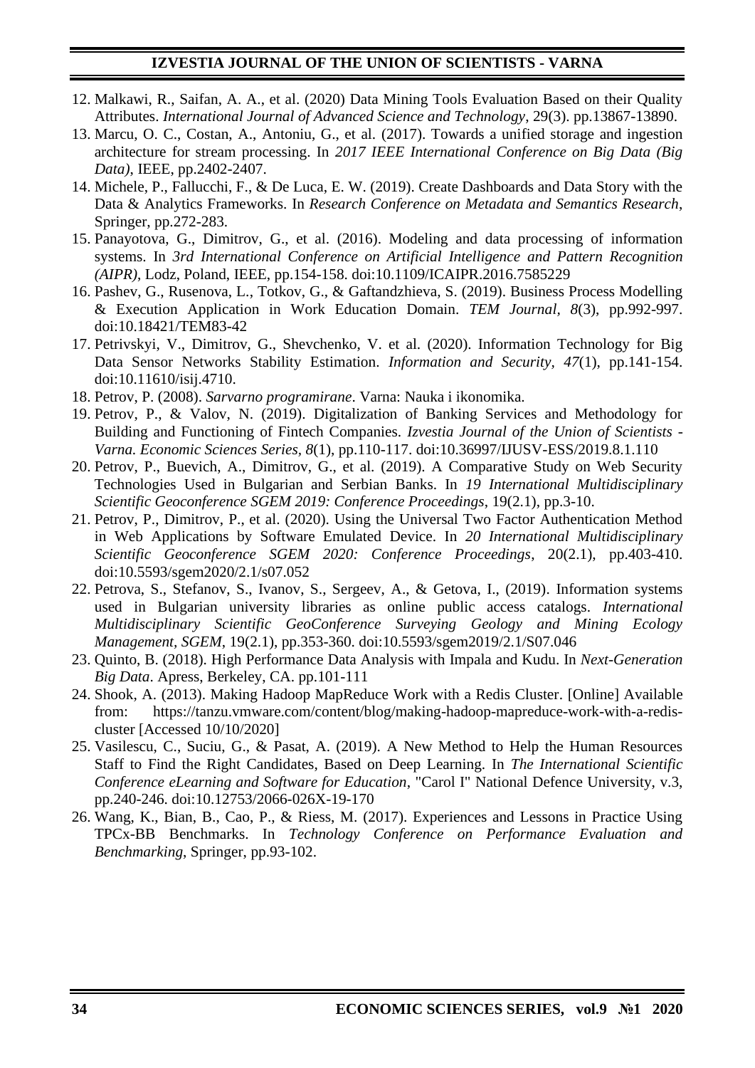12. Malkawi, R., Saifan, A. A., et al. (2020) Data Mining Tools Evaluation Based on their Quality Attributes. *International Journal of Advanced Science and Technology*, 29(3). pp.13867-13890.
13. Marcu, O. C., Costan, A., Antoniu, G., et al. (2017). Towards a unified storage and ingestion architecture for stream processing. In *2017 IEEE International Conference on Big Data (Big Data)*, IEEE, pp.2402-2407.
14. Michele, P., Fallucchi, F., & De Luca, E. W. (2019). Create Dashboards and Data Story with the Data & Analytics Frameworks. In *Research Conference on Metadata and Semantics Research*, Springer, pp.272-283.
15. Panayotova, G., Dimitrov, G., et al. (2016). Modeling and data processing of information systems. In *3rd International Conference on Artificial Intelligence and Pattern Recognition (AIPR)*, Lodz, Poland, IEEE, pp.154-158. doi:10.1109/ICAIPR.2016.7585229
16. Pashev, G., Rusenova, L., Totkov, G., & Gaftandzhieva, S. (2019). Business Process Modelling & Execution Application in Work Education Domain. *TEM Journal*, *8*(3), pp.992-997. doi:10.18421/TEM83-42
17. Petrivskyi, V., Dimitrov, G., Shevchenko, V. et al. (2020). Information Technology for Big Data Sensor Networks Stability Estimation. *Information and Security*, *47*(1), pp.141-154. doi:10.11610/isij.4710.
18. Petrov, P. (2008). *Sarvarno programirane*. Varna: Nauka i ikonomika.
19. Petrov, P., & Valov, N. (2019). Digitalization of Banking Services and Methodology for Building and Functioning of Fintech Companies. *Izvestia Journal of the Union of Scientists - Varna. Economic Sciences Series*, *8*(1), pp.110-117. doi:10.36997/IJUSV-ESS/2019.8.1.110
20. Petrov, P., Buevich, A., Dimitrov, G., et al. (2019). A Comparative Study on Web Security Technologies Used in Bulgarian and Serbian Banks. In *19 International Multidisciplinary Scientific Geoconference SGEM 2019: Conference Proceedings*, 19(2.1), pp.3-10.
21. Petrov, P., Dimitrov, P., et al. (2020). Using the Universal Two Factor Authentication Method in Web Applications by Software Emulated Device. In *20 International Multidisciplinary Scientific Geoconference SGEM 2020: Conference Proceedings*, 20(2.1), pp.403-410. doi:10.5593/sgem2020/2.1/s07.052
22. Petrova, S., Stefanov, S., Ivanov, S., Sergeev, A., & Getova, I., (2019). Information systems used in Bulgarian university libraries as online public access catalogs. *International Multidisciplinary Scientific GeoConference Surveying Geology and Mining Ecology Management, SGEM*, 19(2.1), pp.353-360. doi:10.5593/sgem2019/2.1/S07.046
23. Quinto, B. (2018). High Performance Data Analysis with Impala and Kudu. In *Next-Generation Big Data*. Apress, Berkeley, CA. pp.101-111
24. Shook, A. (2013). Making Hadoop MapReduce Work with a Redis Cluster. [Online] Available from: https://tanzu.vmware.com/content/blog/making-hadoop-mapreduce-work-with-a-redis-cluster [Accessed 10/10/2020]
25. Vasilescu, C., Suciu, G., & Pasat, A. (2019). A New Method to Help the Human Resources Staff to Find the Right Candidates, Based on Deep Learning. In *The International Scientific Conference eLearning and Software for Education*, "Carol I" National Defence University, v.3, pp.240-246. doi:10.12753/2066-026X-19-170
26. Wang, K., Bian, B., Cao, P., & Riess, M. (2017). Experiences and Lessons in Practice Using TPCx-BB Benchmarks. In *Technology Conference on Performance Evaluation and Benchmarking*, Springer, pp.93-102.